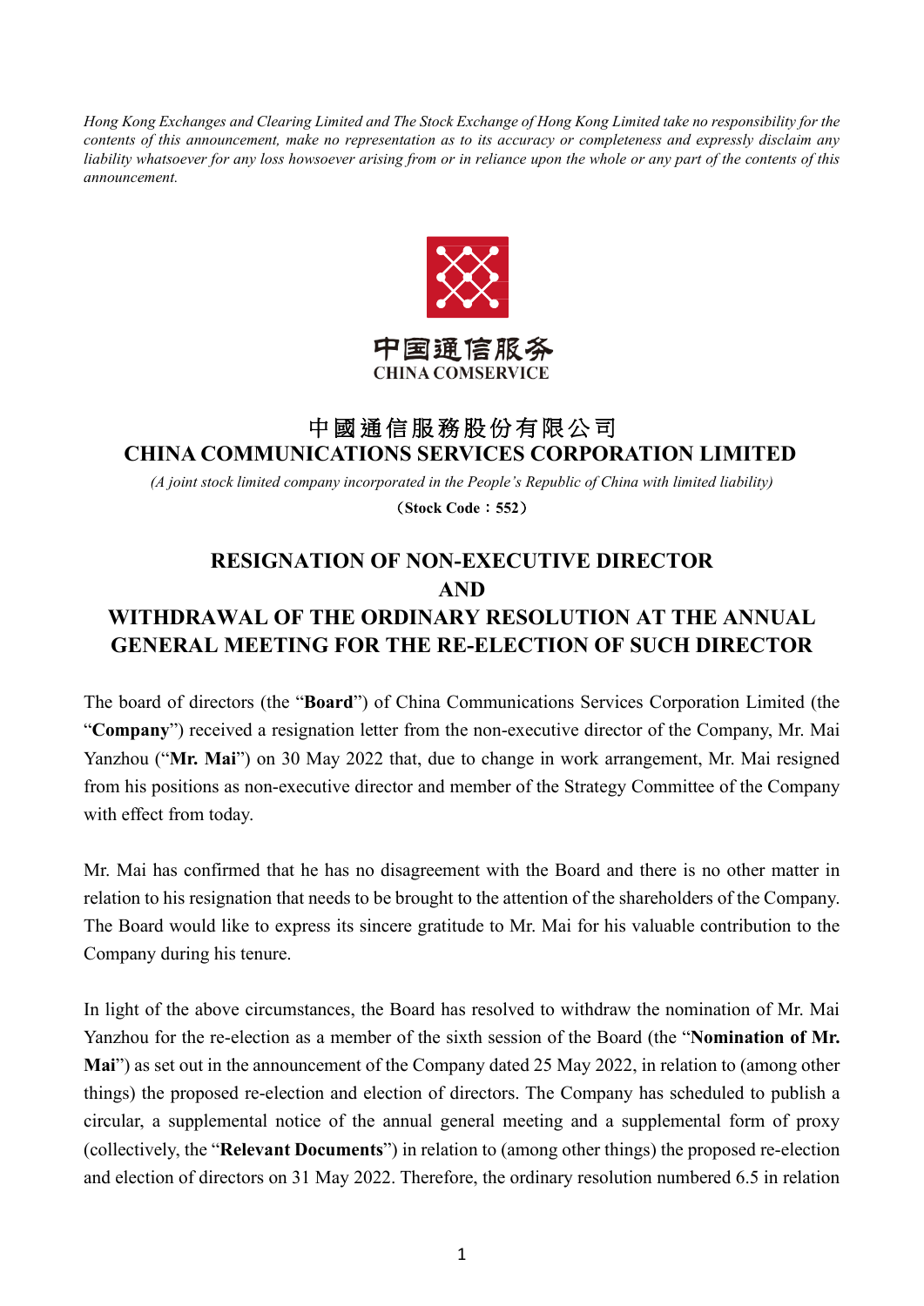*Hong Kong Exchanges and Clearing Limited and The Stock Exchange of Hong Kong Limited take no responsibility for the contents of this announcement, make no representation as to its accuracy or completeness and expressly disclaim any liability whatsoever for any loss howsoever arising from or in reliance upon the whole or any part of the contents of this announcement.*

中国通信服务
CHINA COMSERVICE

# 中國通信服務股份有限公司
# CHINA COMMUNICATIONS SERVICES CORPORATION LIMITED

*(A joint stock limited company incorporated in the People's Republic of China with limited liability)*

**（Stock Code：552）**

## RESIGNATION OF NON-EXECUTIVE DIRECTOR AND WITHDRAWAL OF THE ORDINARY RESOLUTION AT THE ANNUAL GENERAL MEETING FOR THE RE-ELECTION OF SUCH DIRECTOR

The board of directors (the "**Board**") of China Communications Services Corporation Limited (the "**Company**") received a resignation letter from the non-executive director of the Company, Mr. Mai Yanzhou ("**Mr. Mai**") on 30 May 2022 that, due to change in work arrangement, Mr. Mai resigned from his positions as non-executive director and member of the Strategy Committee of the Company with effect from today.

Mr. Mai has confirmed that he has no disagreement with the Board and there is no other matter in relation to his resignation that needs to be brought to the attention of the shareholders of the Company. The Board would like to express its sincere gratitude to Mr. Mai for his valuable contribution to the Company during his tenure.

In light of the above circumstances, the Board has resolved to withdraw the nomination of Mr. Mai Yanzhou for the re-election as a member of the sixth session of the Board (the "**Nomination of Mr. Mai**") as set out in the announcement of the Company dated 25 May 2022, in relation to (among other things) the proposed re-election and election of directors. The Company has scheduled to publish a circular, a supplemental notice of the annual general meeting and a supplemental form of proxy (collectively, the "**Relevant Documents**") in relation to (among other things) the proposed re-election and election of directors on 31 May 2022. Therefore, the ordinary resolution numbered 6.5 in relation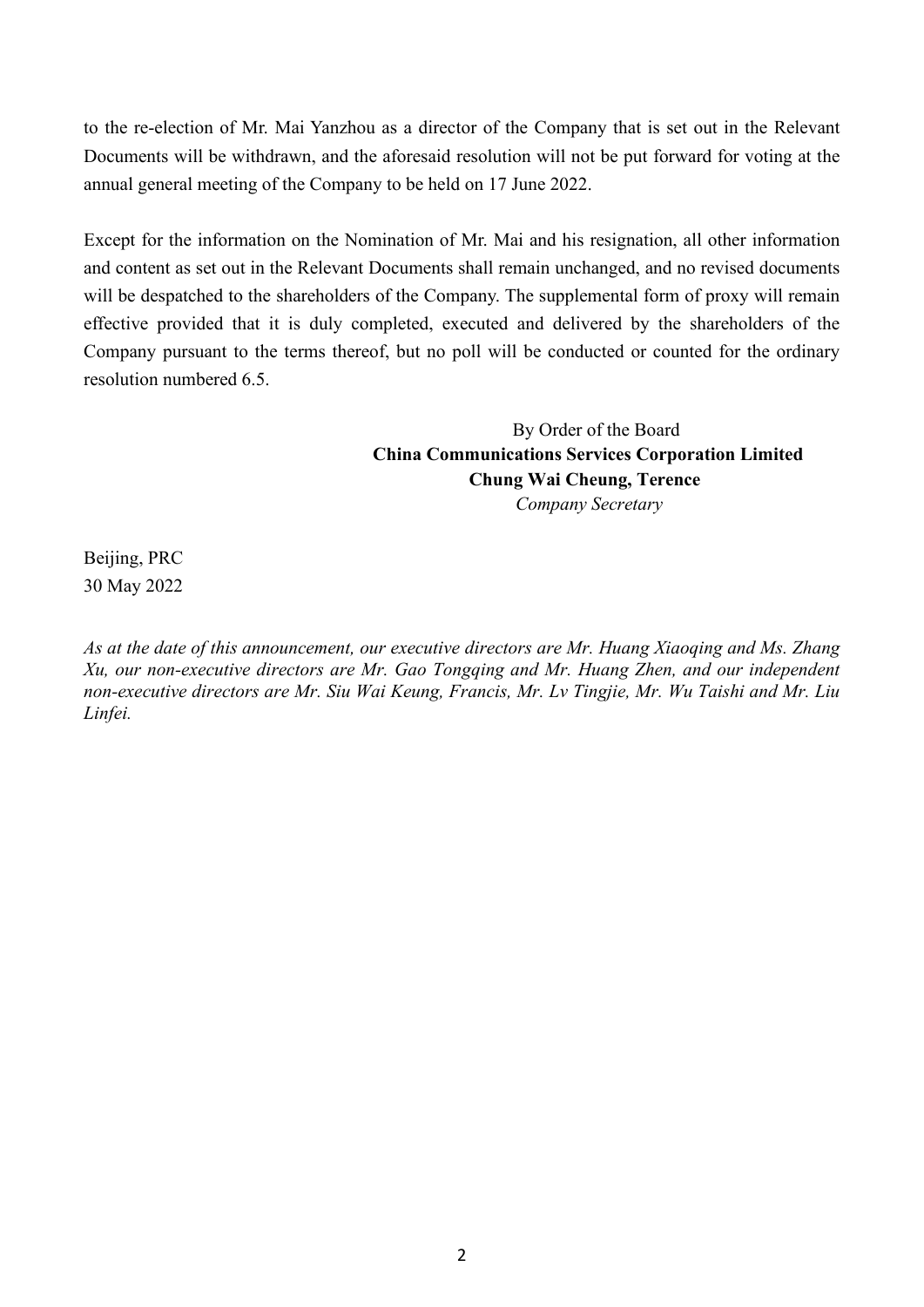to the re-election of Mr. Mai Yanzhou as a director of the Company that is set out in the Relevant Documents will be withdrawn, and the aforesaid resolution will not be put forward for voting at the annual general meeting of the Company to be held on 17 June 2022.

Except for the information on the Nomination of Mr. Mai and his resignation, all other information and content as set out in the Relevant Documents shall remain unchanged, and no revised documents will be despatched to the shareholders of the Company. The supplemental form of proxy will remain effective provided that it is duly completed, executed and delivered by the shareholders of the Company pursuant to the terms thereof, but no poll will be conducted or counted for the ordinary resolution numbered 6.5.

By Order of the Board
**China Communications Services Corporation Limited**
**Chung Wai Cheung, Terence**
*Company Secretary*

Beijing, PRC
30 May 2022

*As at the date of this announcement, our executive directors are Mr. Huang Xiaoqing and Ms. Zhang Xu, our non-executive directors are Mr. Gao Tongqing and Mr. Huang Zhen, and our independent non-executive directors are Mr. Siu Wai Keung, Francis, Mr. Lv Tingjie, Mr. Wu Taishi and Mr. Liu Linfei.*